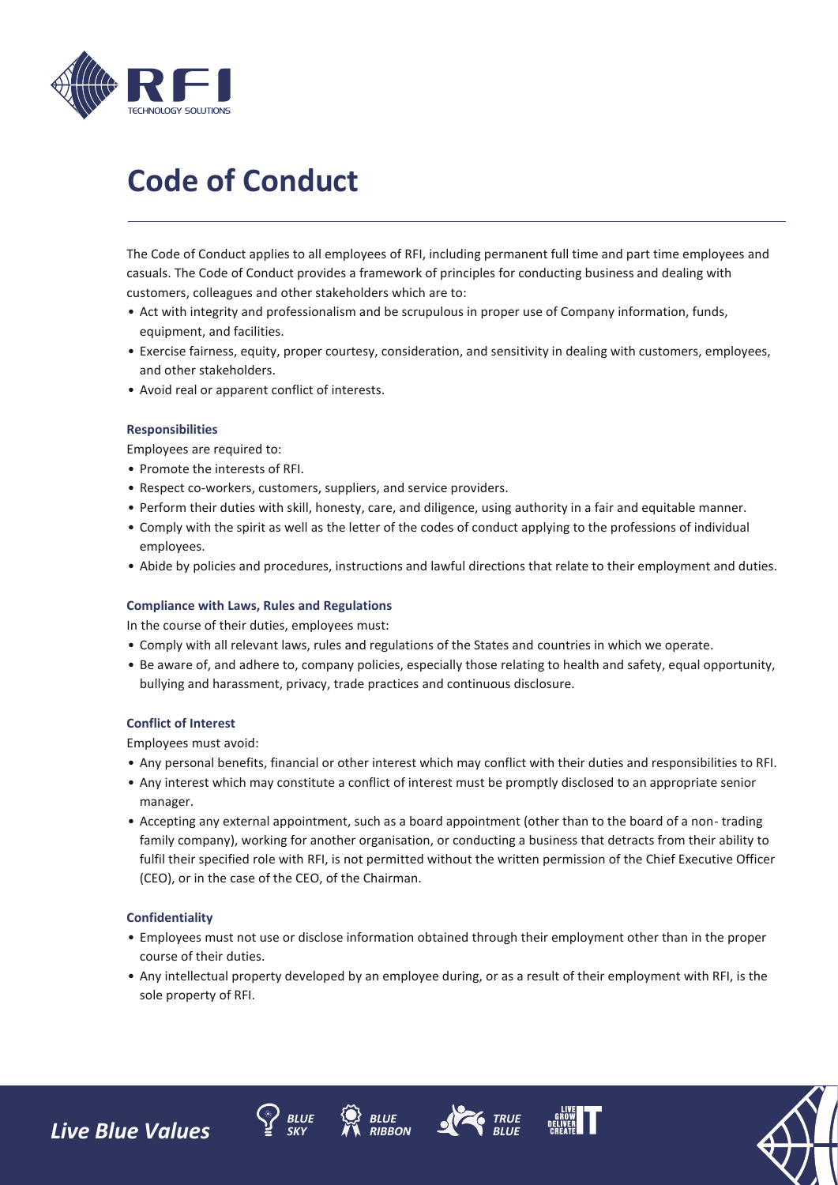# Code of Conduct

The Code of Conduct applies to all employees of RFI, including permanent full time and part time employees and casuals. The Code of Conduct provides a framework of principles for conducting business and dealing with customers, colleagues and other stakeholders which are to:

- Act with integrity and professionalism and be scrupulous in proper use of Company information, funds, equipment, and facilities.
- Exercise fairness, equity, proper courtesy, consideration, and sensitivity in dealing with customers, employees, and other stakeholders.
- Avoid real or apparent conflict of interests.

### Responsibilities

Employees are required to:

- Promote the interests of RFI.
- Respect co-workers, customers, suppliers, and service providers.
- Perform their duties with skill, honesty, care, and diligence, using authority in a fair and equitable manner.
- Comply with the spirit as well as the letter of the codes of conduct applying to the professions of individual employees.
- Abide by policies and procedures, instructions and lawful directions that relate to their employment and duties.

### Compliance with Laws, Rules and Regulations

In the course of their duties, employees must:

- Comply with all relevant laws, rules and regulations of the States and countries in which we operate.
- Be aware of, and adhere to, company policies, especially those relating to health and safety, equal opportunity, bullying and harassment, privacy, trade practices and continuous disclosure.

### Conflict of Interest

Employees must avoid:

- Any personal benefits, financial or other interest which may conflict with their duties and responsibilities to RFI.
- Any interest which may constitute a conflict of interest must be promptly disclosed to an appropriate senior manager.
- Accepting any external appointment, such as a board appointment (other than to the board of a non- trading family company), working for another organisation, or conducting a business that detracts from their ability to fulfil their specified role with RFI, is not permitted without the written permission of the Chief Executive Officer (CEO), or in the case of the CEO, of the Chairman.

### Confidentiality

- Employees must not use or disclose information obtained through their employment other than in the proper course of their duties.
- Any intellectual property developed by an employee during, or as a result of their employment with RFI, is the sole property of RFI.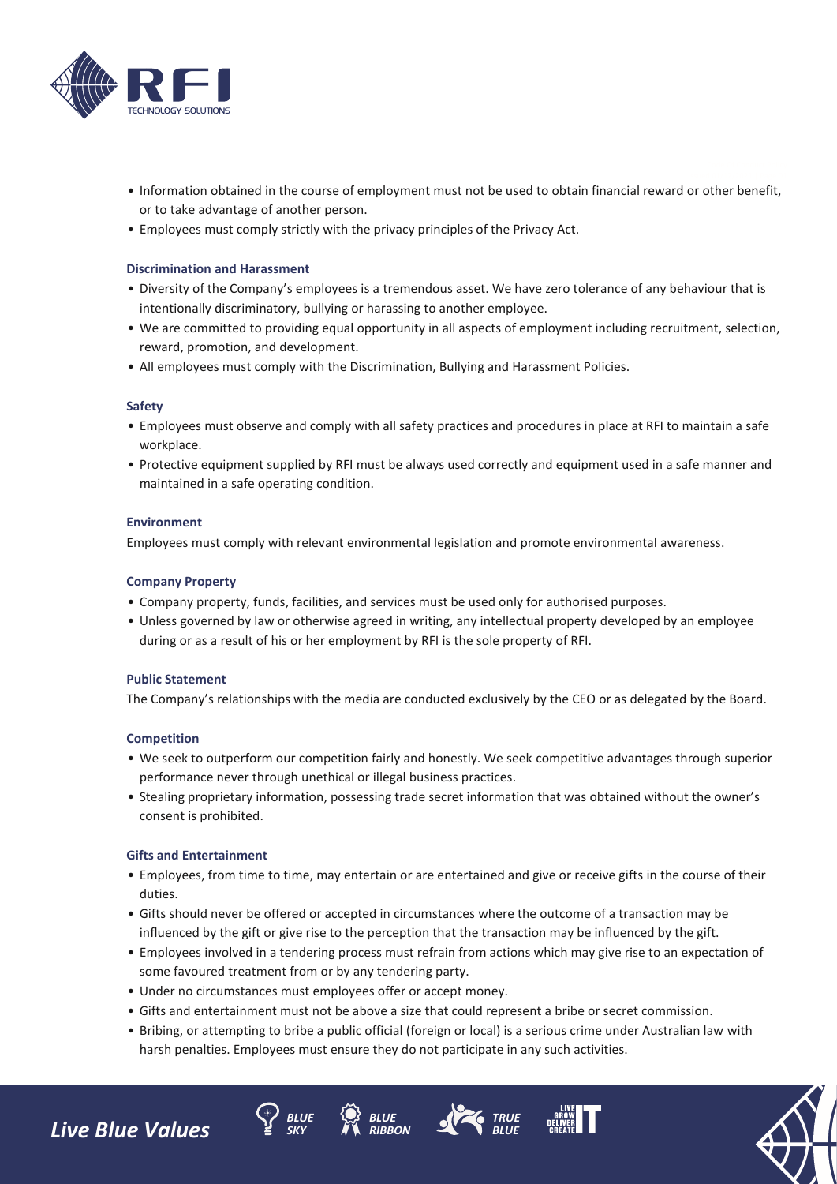- Information obtained in the course of employment must not be used to obtain financial reward or other benefit, or to take advantage of another person.
- Employees must comply strictly with the privacy principles of the Privacy Act.

### Discrimination and Harassment

- Diversity of the Company's employees is a tremendous asset. We have zero tolerance of any behaviour that is intentionally discriminatory, bullying or harassing to another employee.
- We are committed to providing equal opportunity in all aspects of employment including recruitment, selection, reward, promotion, and development.
- All employees must comply with the Discrimination, Bullying and Harassment Policies.

### Safety

- Employees must observe and comply with all safety practices and procedures in place at RFI to maintain a safe workplace.
- Protective equipment supplied by RFI must be always used correctly and equipment used in a safe manner and maintained in a safe operating condition.

### Environment

Employees must comply with relevant environmental legislation and promote environmental awareness.

### Company Property

- Company property, funds, facilities, and services must be used only for authorised purposes.
- Unless governed by law or otherwise agreed in writing, any intellectual property developed by an employee during or as a result of his or her employment by RFI is the sole property of RFI.

### Public Statement

The Company's relationships with the media are conducted exclusively by the CEO or as delegated by the Board.

### Competition

- We seek to outperform our competition fairly and honestly. We seek competitive advantages through superior performance never through unethical or illegal business practices.
- Stealing proprietary information, possessing trade secret information that was obtained without the owner's consent is prohibited.

### Gifts and Entertainment

- Employees, from time to time, may entertain or are entertained and give or receive gifts in the course of their duties.
- Gifts should never be offered or accepted in circumstances where the outcome of a transaction may be influenced by the gift or give rise to the perception that the transaction may be influenced by the gift.
- Employees involved in a tendering process must refrain from actions which may give rise to an expectation of some favoured treatment from or by any tendering party.
- Under no circumstances must employees offer or accept money.
- Gifts and entertainment must not be above a size that could represent a bribe or secret commission.
- Bribing, or attempting to bribe a public official (foreign or local) is a serious crime under Australian law with harsh penalties. Employees must ensure they do not participate in any such activities.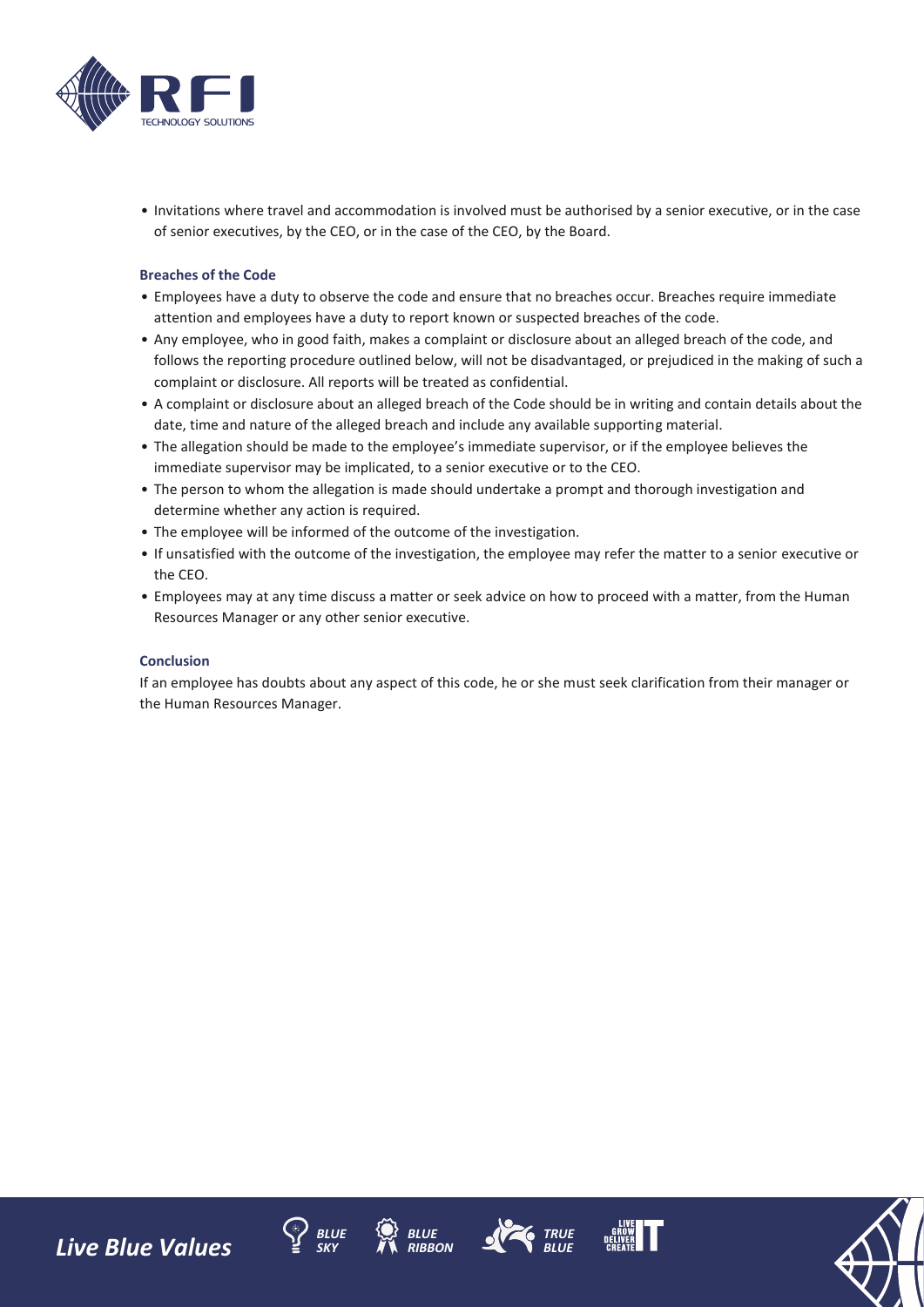- Invitations where travel and accommodation is involved must be authorised by a senior executive, or in the case of senior executives, by the CEO, or in the case of the CEO, by the Board.

#### Breaches of the Code

- Employees have a duty to observe the code and ensure that no breaches occur. Breaches require immediate attention and employees have a duty to report known or suspected breaches of the code.
- Any employee, who in good faith, makes a complaint or disclosure about an alleged breach of the code, and follows the reporting procedure outlined below, will not be disadvantaged, or prejudiced in the making of such a complaint or disclosure. All reports will be treated as confidential.
- A complaint or disclosure about an alleged breach of the Code should be in writing and contain details about the date, time and nature of the alleged breach and include any available supporting material.
- The allegation should be made to the employee's immediate supervisor, or if the employee believes the immediate supervisor may be implicated, to a senior executive or to the CEO.
- The person to whom the allegation is made should undertake a prompt and thorough investigation and determine whether any action is required.
- The employee will be informed of the outcome of the investigation.
- If unsatisfied with the outcome of the investigation, the employee may refer the matter to a senior executive or the CEO.
- Employees may at any time discuss a matter or seek advice on how to proceed with a matter, from the Human Resources Manager or any other senior executive.

#### Conclusion

If an employee has doubts about any aspect of this code, he or she must seek clarification from their manager or the Human Resources Manager.